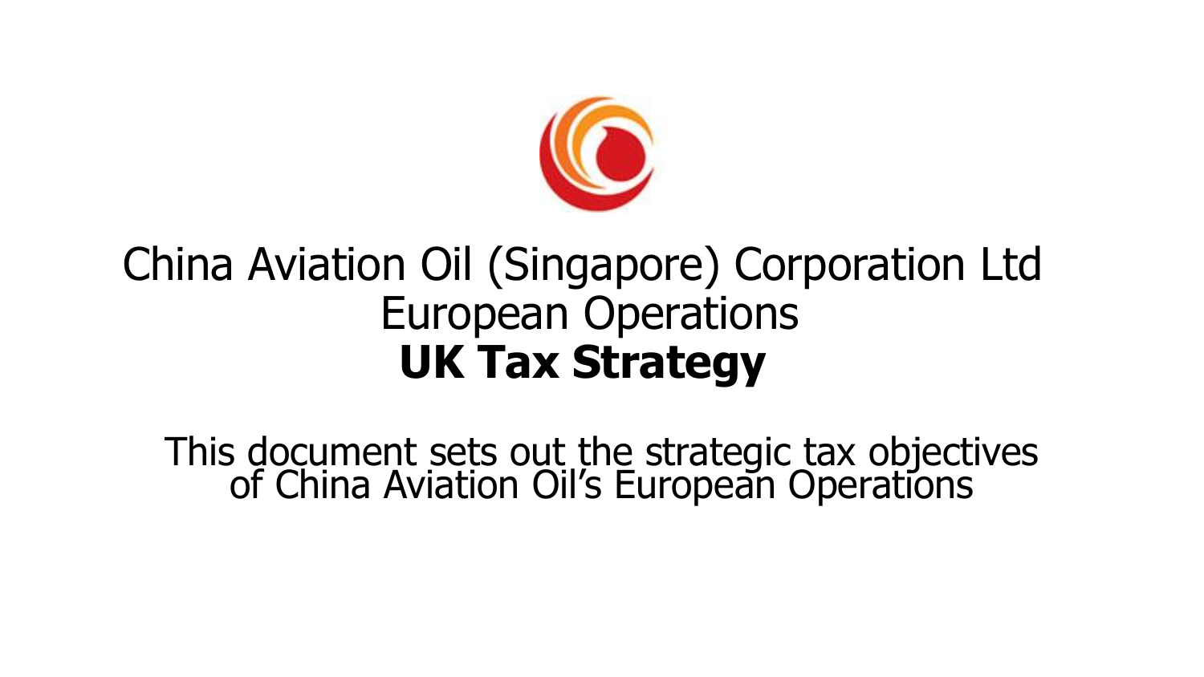# China Aviation Oil (Singapore) Corporation Ltd
# European Operations
# **UK Tax Strategy**

This document sets out the strategic tax objectives of China Aviation Oil's European Operations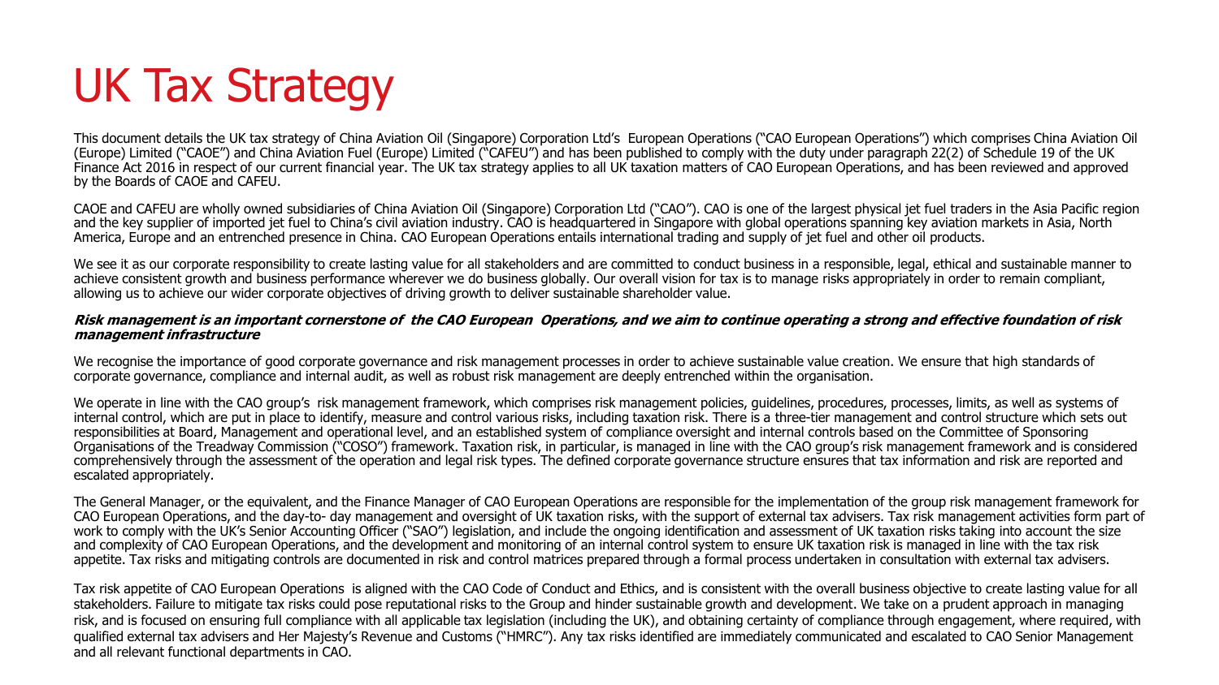# UK Tax Strategy

This document details the UK tax strategy of China Aviation Oil (Singapore) Corporation Ltd's European Operations ("CAO European Operations") which comprises China Aviation Oil (Europe) Limited ("CAOE") and China Aviation Fuel (Europe) Limited ("CAFEU") and has been published to comply with the duty under paragraph 22(2) of Schedule 19 of the UK Finance Act 2016 in respect of our current financial year. The UK tax strategy applies to all UK taxation matters of CAO European Operations, and has been reviewed and approved by the Boards of CAOE and CAFEU.

CAOE and CAFEU are wholly owned subsidiaries of China Aviation Oil (Singapore) Corporation Ltd ("CAO"). CAO is one of the largest physical jet fuel traders in the Asia Pacific region and the key supplier of imported jet fuel to China's civil aviation industry. CAO is headquartered in Singapore with global operations spanning key aviation markets in Asia, North America, Europe and an entrenched presence in China. CAO European Operations entails international trading and supply of jet fuel and other oil products.

We see it as our corporate responsibility to create lasting value for all stakeholders and are committed to conduct business in a responsible, legal, ethical and sustainable manner to achieve consistent growth and business performance wherever we do business globally. Our overall vision for tax is to manage risks appropriately in order to remain compliant, allowing us to achieve our wider corporate objectives of driving growth to deliver sustainable shareholder value.

***Risk management is an important cornerstone of the CAO European Operations, and we aim to continue operating a strong and effective foundation of risk management infrastructure***

We recognise the importance of good corporate governance and risk management processes in order to achieve sustainable value creation. We ensure that high standards of corporate governance, compliance and internal audit, as well as robust risk management are deeply entrenched within the organisation.

We operate in line with the CAO group's risk management framework, which comprises risk management policies, guidelines, procedures, processes, limits, as well as systems of internal control, which are put in place to identify, measure and control various risks, including taxation risk. There is a three-tier management and control structure which sets out responsibilities at Board, Management and operational level, and an established system of compliance oversight and internal controls based on the Committee of Sponsoring Organisations of the Treadway Commission ("COSO") framework. Taxation risk, in particular, is managed in line with the CAO group's risk management framework and is considered comprehensively through the assessment of the operation and legal risk types. The defined corporate governance structure ensures that tax information and risk are reported and escalated appropriately.

The General Manager, or the equivalent, and the Finance Manager of CAO European Operations are responsible for the implementation of the group risk management framework for CAO European Operations, and the day-to- day management and oversight of UK taxation risks, with the support of external tax advisers. Tax risk management activities form part of work to comply with the UK's Senior Accounting Officer ("SAO") legislation, and include the ongoing identification and assessment of UK taxation risks taking into account the size and complexity of CAO European Operations, and the development and monitoring of an internal control system to ensure UK taxation risk is managed in line with the tax risk appetite. Tax risks and mitigating controls are documented in risk and control matrices prepared through a formal process undertaken in consultation with external tax advisers.

Tax risk appetite of CAO European Operations is aligned with the CAO Code of Conduct and Ethics, and is consistent with the overall business objective to create lasting value for all stakeholders. Failure to mitigate tax risks could pose reputational risks to the Group and hinder sustainable growth and development. We take on a prudent approach in managing risk, and is focused on ensuring full compliance with all applicable tax legislation (including the UK), and obtaining certainty of compliance through engagement, where required, with qualified external tax advisers and Her Majesty's Revenue and Customs ("HMRC"). Any tax risks identified are immediately communicated and escalated to CAO Senior Management and all relevant functional departments in CAO.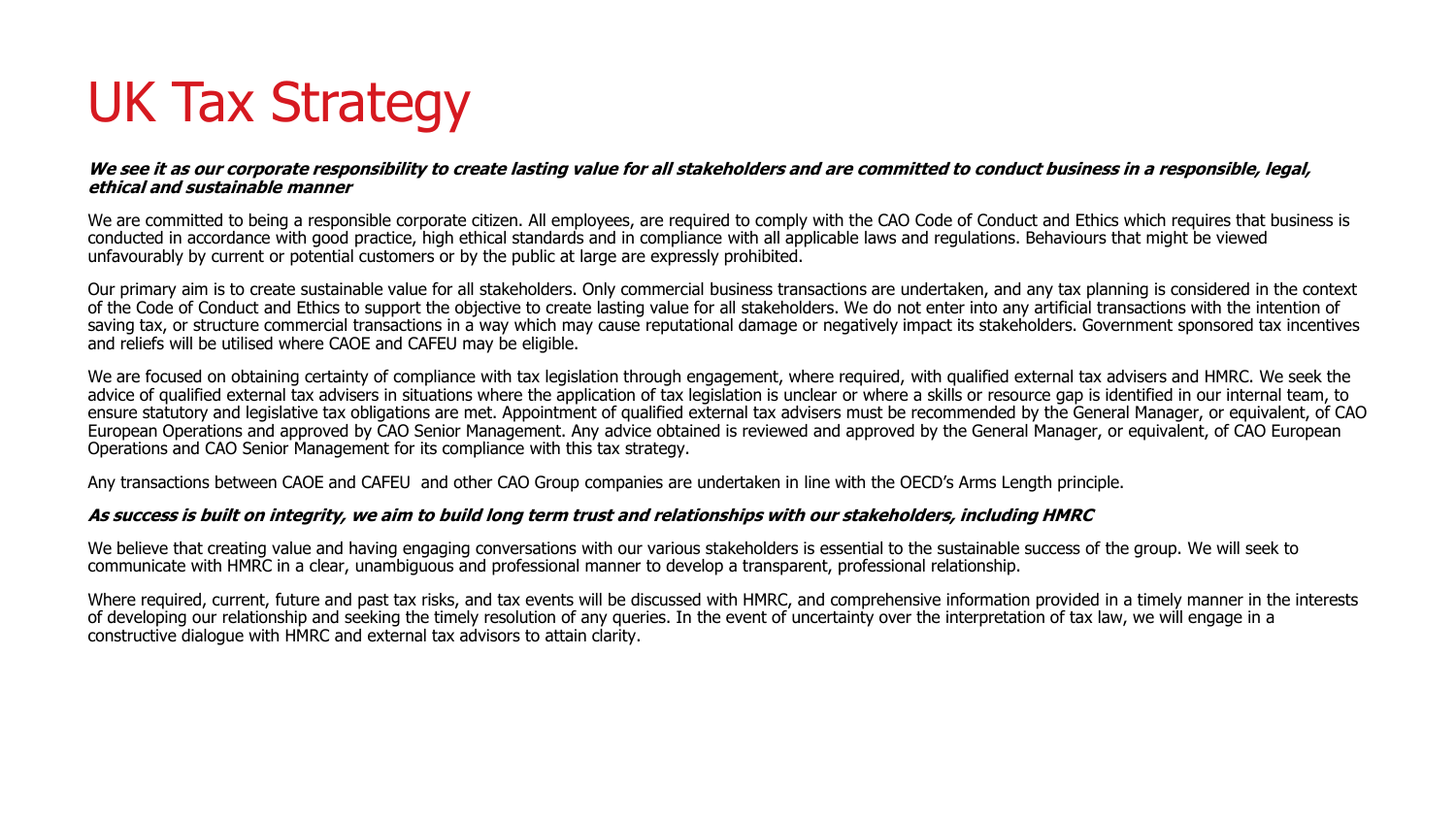# UK Tax Strategy

***We see it as our corporate responsibility to create lasting value for all stakeholders and are committed to conduct business in a responsible, legal, ethical and sustainable manner***

We are committed to being a responsible corporate citizen. All employees, are required to comply with the CAO Code of Conduct and Ethics which requires that business is conducted in accordance with good practice, high ethical standards and in compliance with all applicable laws and regulations. Behaviours that might be viewed unfavourably by current or potential customers or by the public at large are expressly prohibited.

Our primary aim is to create sustainable value for all stakeholders. Only commercial business transactions are undertaken, and any tax planning is considered in the context of the Code of Conduct and Ethics to support the objective to create lasting value for all stakeholders. We do not enter into any artificial transactions with the intention of saving tax, or structure commercial transactions in a way which may cause reputational damage or negatively impact its stakeholders. Government sponsored tax incentives and reliefs will be utilised where CAOE and CAFEU may be eligible.

We are focused on obtaining certainty of compliance with tax legislation through engagement, where required, with qualified external tax advisers and HMRC. We seek the advice of qualified external tax advisers in situations where the application of tax legislation is unclear or where a skills or resource gap is identified in our internal team, to ensure statutory and legislative tax obligations are met. Appointment of qualified external tax advisers must be recommended by the General Manager, or equivalent, of CAO European Operations and approved by CAO Senior Management. Any advice obtained is reviewed and approved by the General Manager, or equivalent, of CAO European Operations and CAO Senior Management for its compliance with this tax strategy.

Any transactions between CAOE and CAFEU and other CAO Group companies are undertaken in line with the OECD's Arms Length principle.

***As success is built on integrity, we aim to build long term trust and relationships with our stakeholders, including HMRC***

We believe that creating value and having engaging conversations with our various stakeholders is essential to the sustainable success of the group. We will seek to communicate with HMRC in a clear, unambiguous and professional manner to develop a transparent, professional relationship.

Where required, current, future and past tax risks, and tax events will be discussed with HMRC, and comprehensive information provided in a timely manner in the interests of developing our relationship and seeking the timely resolution of any queries. In the event of uncertainty over the interpretation of tax law, we will engage in a constructive dialogue with HMRC and external tax advisors to attain clarity.